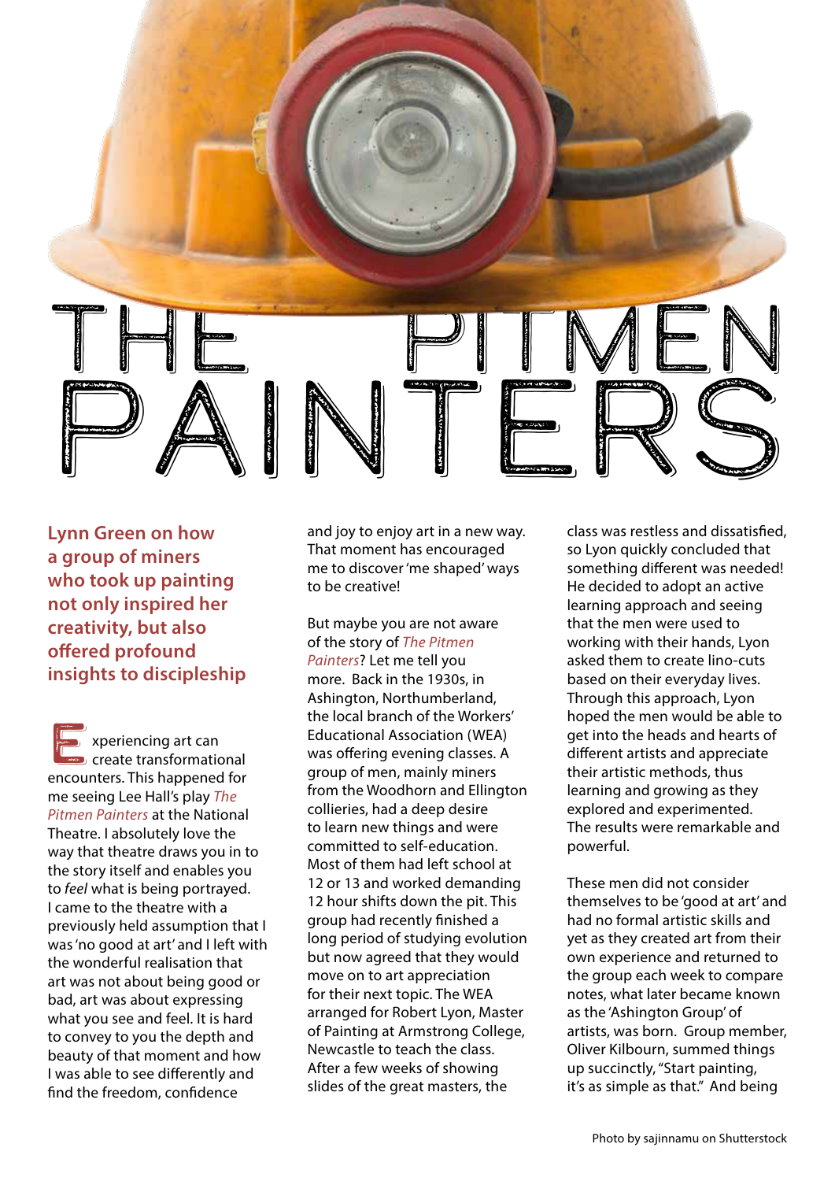# THE PITMEN PAINTERS

**Lynn Green on how a group of miners who took up painting not only inspired her creativity, but also offered profound insights to discipleship**

Experiencing art can create transformational encounters. This happened for me seeing Lee Hall's play *The Pitmen Painters* at the National Theatre. I absolutely love the way that theatre draws you in to the story itself and enables you to *feel* what is being portrayed. I came to the theatre with a previously held assumption that I was 'no good at art' and I left with the wonderful realisation that art was not about being good or bad, art was about expressing what you see and feel. It is hard to convey to you the depth and beauty of that moment and how I was able to see differently and find the freedom, confidence and joy to enjoy art in a new way. That moment has encouraged me to discover 'me shaped' ways to be creative!

But maybe you are not aware of the story of *The Pitmen Painters*? Let me tell you more. Back in the 1930s, in Ashington, Northumberland, the local branch of the Workers' Educational Association (WEA) was offering evening classes. A group of men, mainly miners from the Woodhorn and Ellington collieries, had a deep desire to learn new things and were committed to self-education. Most of them had left school at 12 or 13 and worked demanding 12 hour shifts down the pit. This group had recently finished a long period of studying evolution but now agreed that they would move on to art appreciation for their next topic. The WEA arranged for Robert Lyon, Master of Painting at Armstrong College, Newcastle to teach the class. After a few weeks of showing slides of the great masters, the class was restless and dissatisfied, so Lyon quickly concluded that something different was needed! He decided to adopt an active learning approach and seeing that the men were used to working with their hands, Lyon asked them to create lino-cuts based on their everyday lives. Through this approach, Lyon hoped the men would be able to get into the heads and hearts of different artists and appreciate their artistic methods, thus learning and growing as they explored and experimented. The results were remarkable and powerful.

These men did not consider themselves to be 'good at art' and had no formal artistic skills and yet as they created art from their own experience and returned to the group each week to compare notes, what later became known as the 'Ashington Group' of artists, was born. Group member, Oliver Kilbourn, summed things up succinctly, "Start painting, it's as simple as that." And being

Photo by sajinnamu on Shutterstock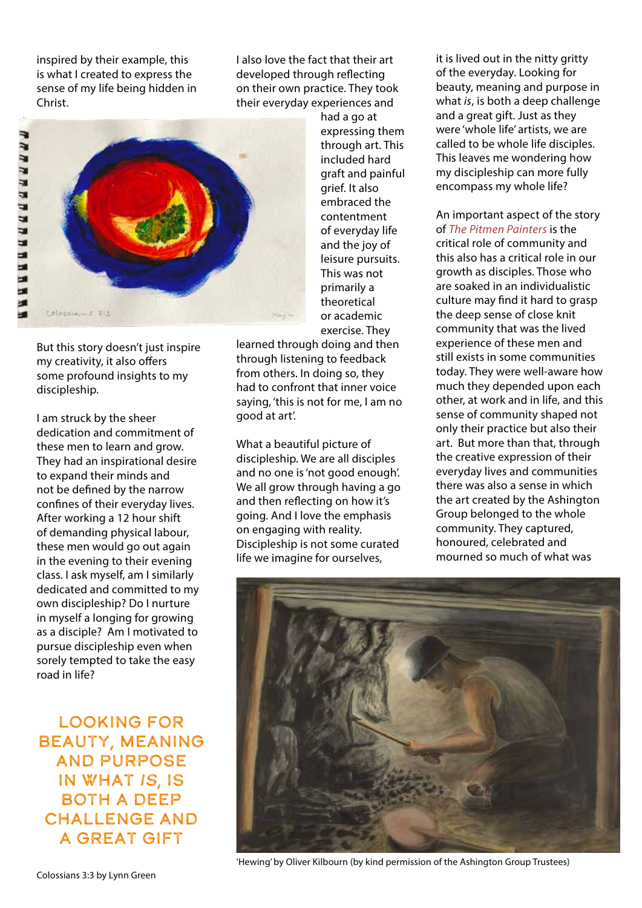inspired by their example, this is what I created to express the sense of my life being hidden in Christ.

Colossians 3:3 by Lynn Green

But this story doesn't just inspire my creativity, it also offers some profound insights to my discipleship.

I am struck by the sheer dedication and commitment of these men to learn and grow. They had an inspirational desire to expand their minds and not be defined by the narrow confines of their everyday lives. After working a 12 hour shift of demanding physical labour, these men would go out again in the evening to their evening class. I ask myself, am I similarly dedicated and committed to my own discipleship? Do I nurture in myself a longing for growing as a disciple? Am I motivated to pursue discipleship even when sorely tempted to take the easy road in life?

LOOKING FOR BEAUTY, MEANING AND PURPOSE IN WHAT *IS*, IS BOTH A DEEP CHALLENGE AND A GREAT GIFT

I also love the fact that their art developed through reflecting on their own practice. They took their everyday experiences and had a go at expressing them through art. This included hard graft and painful grief. It also embraced the contentment of everyday life and the joy of leisure pursuits. This was not primarily a theoretical or academic exercise. They learned through doing and then through listening to feedback from others. In doing so, they had to confront that inner voice saying, 'this is not for me, I am no good at art'.

What a beautiful picture of discipleship. We are all disciples and no one is 'not good enough'. We all grow through having a go and then reflecting on how it's going. And I love the emphasis on engaging with reality. Discipleship is not some curated life we imagine for ourselves, it is lived out in the nitty gritty of the everyday. Looking for beauty, meaning and purpose in what *is*, is both a deep challenge and a great gift. Just as they were 'whole life' artists, we are called to be whole life disciples. This leaves me wondering how my discipleship can more fully encompass my whole life?

An important aspect of the story of *The Pitmen Painters* is the critical role of community and this also has a critical role in our growth as disciples. Those who are soaked in an individualistic culture may find it hard to grasp the deep sense of close knit community that was the lived experience of these men and still exists in some communities today. They were well-aware how much they depended upon each other, at work and in life, and this sense of community shaped not only their practice but also their art. But more than that, through the creative expression of their everyday lives and communities there was also a sense in which the art created by the Ashington Group belonged to the whole community. They captured, honoured, celebrated and mourned so much of what was

'Hewing' by Oliver Kilbourn (by kind permission of the Ashington Group Trustees)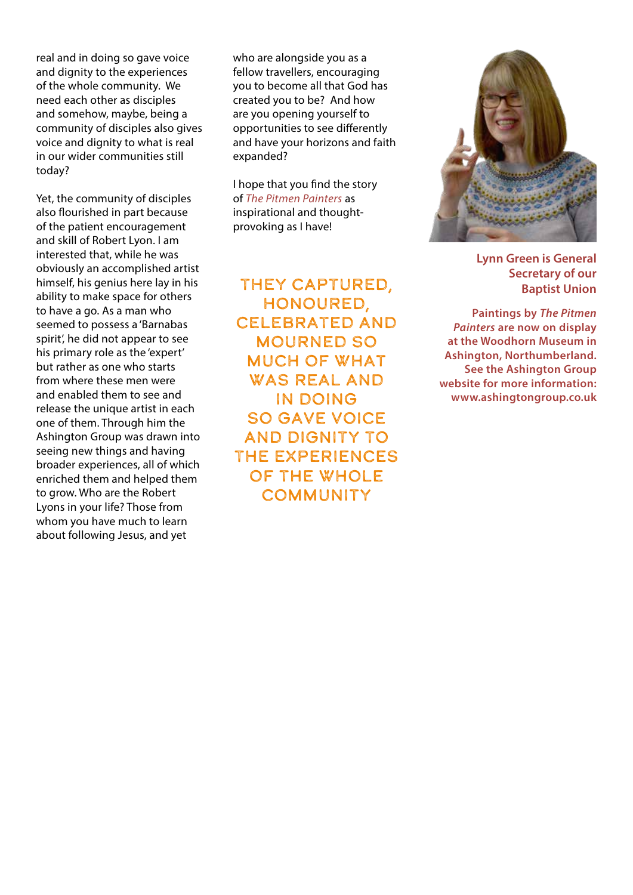real and in doing so gave voice and dignity to the experiences of the whole community. We need each other as disciples and somehow, maybe, being a community of disciples also gives voice and dignity to what is real in our wider communities still today?

Yet, the community of disciples also flourished in part because of the patient encouragement and skill of Robert Lyon. I am interested that, while he was obviously an accomplished artist himself, his genius here lay in his ability to make space for others to have a go. As a man who seemed to possess a 'Barnabas spirit', he did not appear to see his primary role as the 'expert' but rather as one who starts from where these men were and enabled them to see and release the unique artist in each one of them. Through him the Ashington Group was drawn into seeing new things and having broader experiences, all of which enriched them and helped them to grow. Who are the Robert Lyons in your life? Those from whom you have much to learn about following Jesus, and yet who are alongside you as a fellow travellers, encouraging you to become all that God has created you to be? And how are you opening yourself to opportunities to see differently and have your horizons and faith expanded?

I hope that you find the story of *The Pitmen Painters* as inspirational and thought-provoking as I have!

**THEY CAPTURED, HONOURED, CELEBRATED AND MOURNED SO MUCH OF WHAT WAS REAL AND IN DOING SO GAVE VOICE AND DIGNITY TO THE EXPERIENCES OF THE WHOLE COMMUNITY**

**Lynn Green is General Secretary of our Baptist Union**

**Paintings by *The Pitmen Painters* are now on display at the Woodhorn Museum in Ashington, Northumberland. See the Ashington Group website for more information: www.ashingtongroup.co.uk**